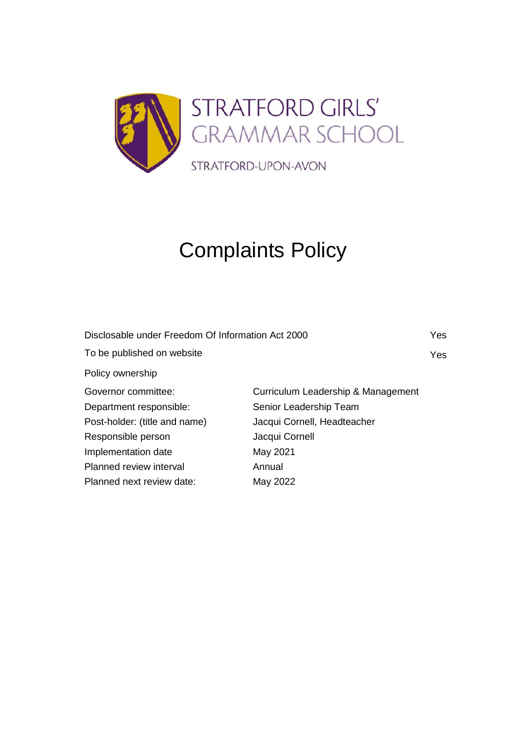STRATFORD GIRLS' GRAMMAR SCHOOL

STRATFORD-UPON-AVON

# Complaints Policy

| | | |
|---|---|---|
| Disclosable under Freedom Of Information Act 2000 | | Yes |
| To be published on website | | Yes |
| Policy ownership | | |
| Governor committee: | Curriculum Leadership & Management | |
| Department responsible: | Senior Leadership Team | |
| Post-holder: (title and name) | Jacqui Cornell, Headteacher | |
| Responsible person | Jacqui Cornell | |
| Implementation date | May 2021 | |
| Planned review interval | Annual | |
| Planned next review date: | May 2022 | |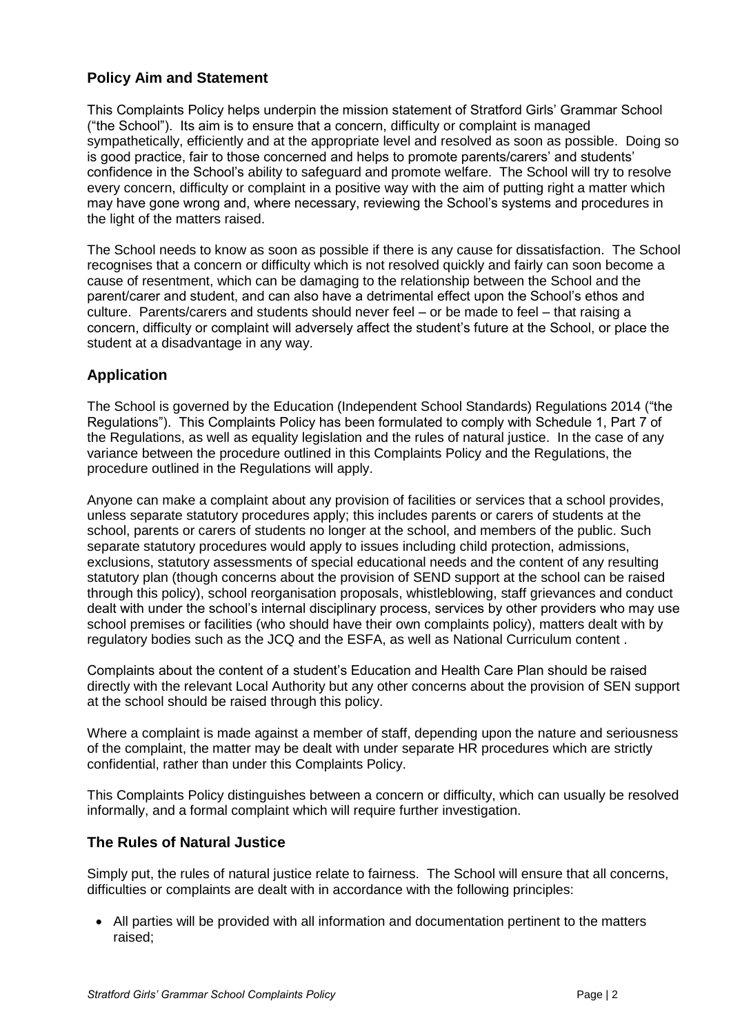## Policy Aim and Statement

This Complaints Policy helps underpin the mission statement of Stratford Girls' Grammar School ("the School"). Its aim is to ensure that a concern, difficulty or complaint is managed sympathetically, efficiently and at the appropriate level and resolved as soon as possible. Doing so is good practice, fair to those concerned and helps to promote parents/carers' and students' confidence in the School's ability to safeguard and promote welfare. The School will try to resolve every concern, difficulty or complaint in a positive way with the aim of putting right a matter which may have gone wrong and, where necessary, reviewing the School's systems and procedures in the light of the matters raised.

The School needs to know as soon as possible if there is any cause for dissatisfaction. The School recognises that a concern or difficulty which is not resolved quickly and fairly can soon become a cause of resentment, which can be damaging to the relationship between the School and the parent/carer and student, and can also have a detrimental effect upon the School's ethos and culture. Parents/carers and students should never feel – or be made to feel – that raising a concern, difficulty or complaint will adversely affect the student's future at the School, or place the student at a disadvantage in any way.

## Application

The School is governed by the Education (Independent School Standards) Regulations 2014 ("the Regulations"). This Complaints Policy has been formulated to comply with Schedule 1, Part 7 of the Regulations, as well as equality legislation and the rules of natural justice. In the case of any variance between the procedure outlined in this Complaints Policy and the Regulations, the procedure outlined in the Regulations will apply.

Anyone can make a complaint about any provision of facilities or services that a school provides, unless separate statutory procedures apply; this includes parents or carers of students at the school, parents or carers of students no longer at the school, and members of the public. Such separate statutory procedures would apply to issues including child protection, admissions, exclusions, statutory assessments of special educational needs and the content of any resulting statutory plan (though concerns about the provision of SEND support at the school can be raised through this policy), school reorganisation proposals, whistleblowing, staff grievances and conduct dealt with under the school's internal disciplinary process, services by other providers who may use school premises or facilities (who should have their own complaints policy), matters dealt with by regulatory bodies such as the JCQ and the ESFA, as well as National Curriculum content .

Complaints about the content of a student's Education and Health Care Plan should be raised directly with the relevant Local Authority but any other concerns about the provision of SEN support at the school should be raised through this policy.

Where a complaint is made against a member of staff, depending upon the nature and seriousness of the complaint, the matter may be dealt with under separate HR procedures which are strictly confidential, rather than under this Complaints Policy.

This Complaints Policy distinguishes between a concern or difficulty, which can usually be resolved informally, and a formal complaint which will require further investigation.

## The Rules of Natural Justice

Simply put, the rules of natural justice relate to fairness. The School will ensure that all concerns, difficulties or complaints are dealt with in accordance with the following principles:

- All parties will be provided with all information and documentation pertinent to the matters raised;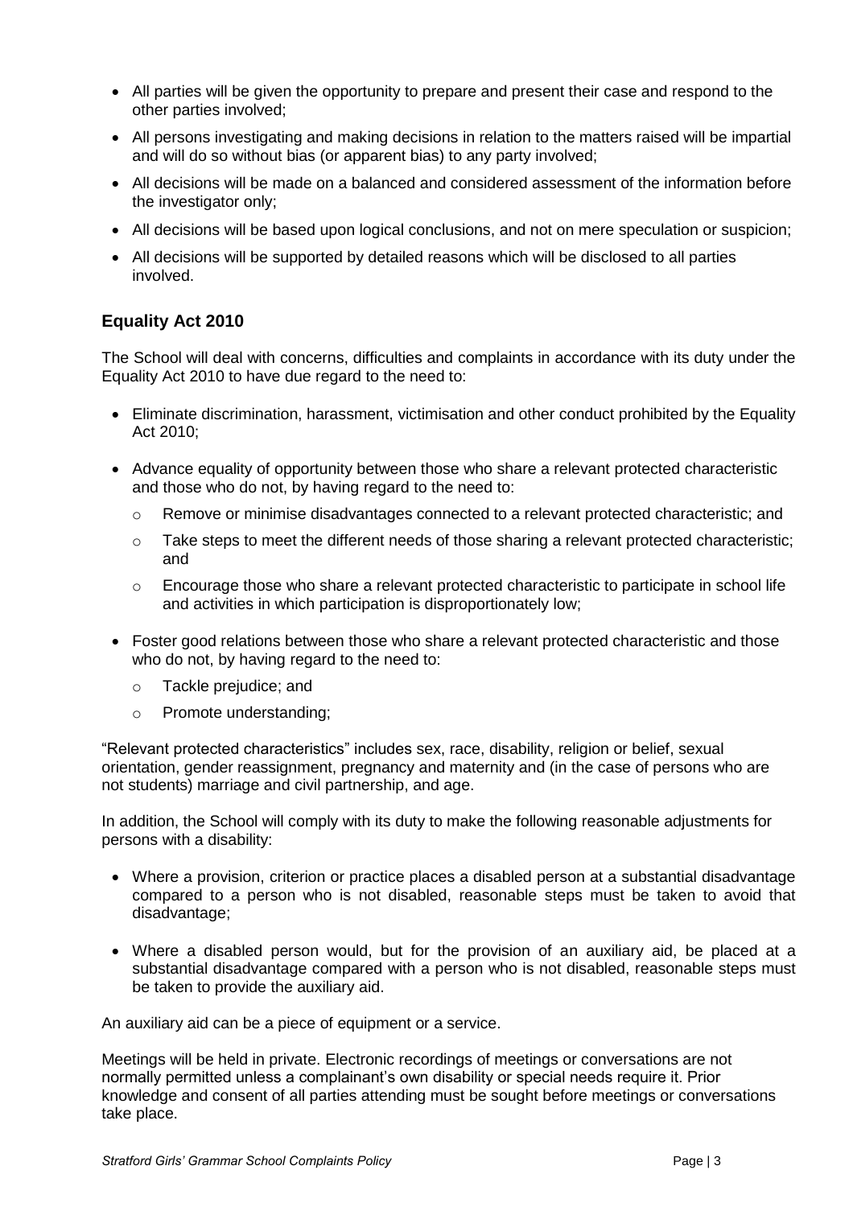- All parties will be given the opportunity to prepare and present their case and respond to the other parties involved;
- All persons investigating and making decisions in relation to the matters raised will be impartial and will do so without bias (or apparent bias) to any party involved;
- All decisions will be made on a balanced and considered assessment of the information before the investigator only;
- All decisions will be based upon logical conclusions, and not on mere speculation or suspicion;
- All decisions will be supported by detailed reasons which will be disclosed to all parties involved.

## Equality Act 2010

The School will deal with concerns, difficulties and complaints in accordance with its duty under the Equality Act 2010 to have due regard to the need to:

- Eliminate discrimination, harassment, victimisation and other conduct prohibited by the Equality Act 2010;
- Advance equality of opportunity between those who share a relevant protected characteristic and those who do not, by having regard to the need to:
    - Remove or minimise disadvantages connected to a relevant protected characteristic; and
    - Take steps to meet the different needs of those sharing a relevant protected characteristic; and
    - Encourage those who share a relevant protected characteristic to participate in school life and activities in which participation is disproportionately low;
- Foster good relations between those who share a relevant protected characteristic and those who do not, by having regard to the need to:
    - Tackle prejudice; and
    - Promote understanding;

"Relevant protected characteristics" includes sex, race, disability, religion or belief, sexual orientation, gender reassignment, pregnancy and maternity and (in the case of persons who are not students) marriage and civil partnership, and age.

In addition, the School will comply with its duty to make the following reasonable adjustments for persons with a disability:

- Where a provision, criterion or practice places a disabled person at a substantial disadvantage compared to a person who is not disabled, reasonable steps must be taken to avoid that disadvantage;
- Where a disabled person would, but for the provision of an auxiliary aid, be placed at a substantial disadvantage compared with a person who is not disabled, reasonable steps must be taken to provide the auxiliary aid.

An auxiliary aid can be a piece of equipment or a service.

Meetings will be held in private. Electronic recordings of meetings or conversations are not normally permitted unless a complainant's own disability or special needs require it. Prior knowledge and consent of all parties attending must be sought before meetings or conversations take place.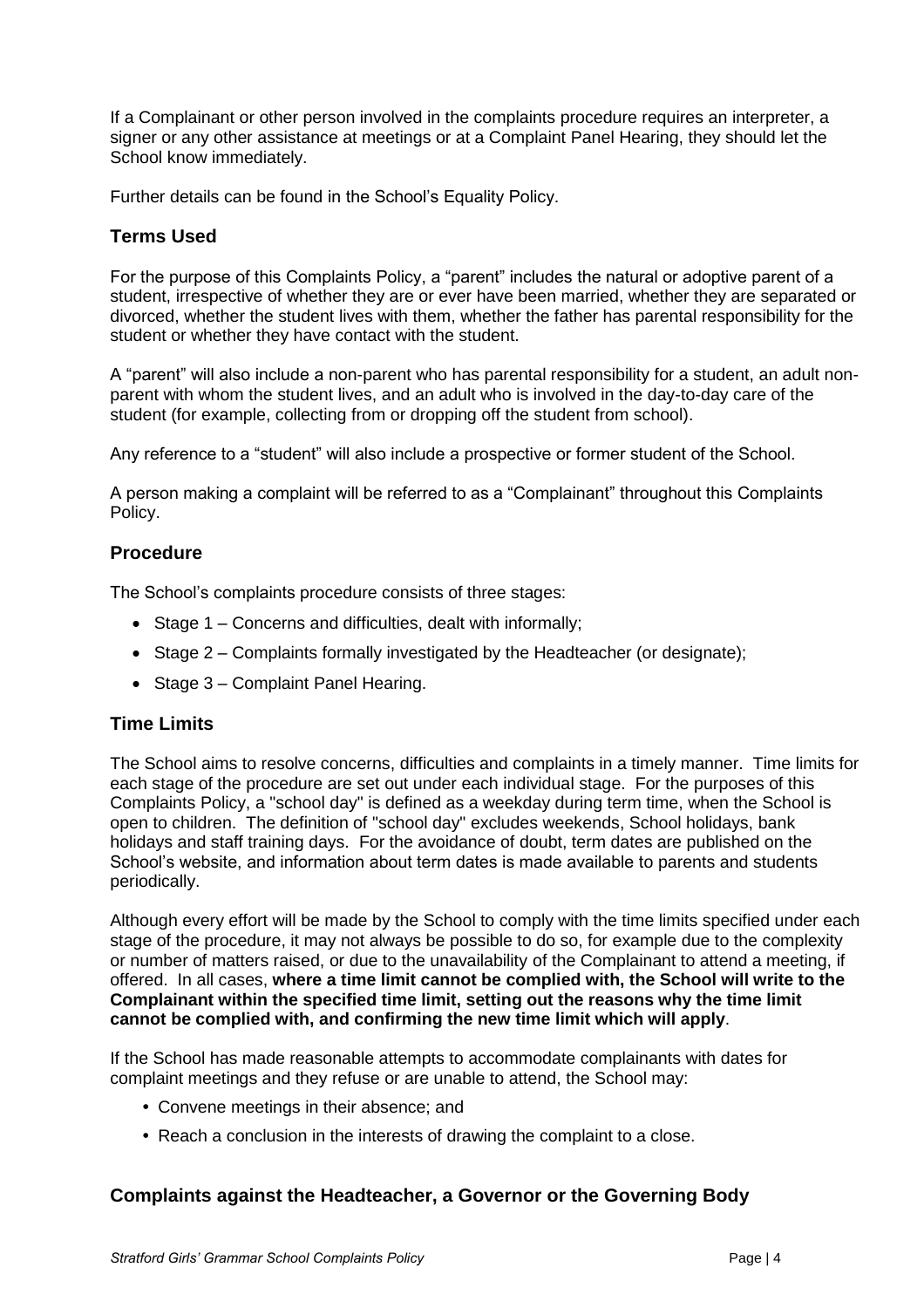If a Complainant or other person involved in the complaints procedure requires an interpreter, a signer or any other assistance at meetings or at a Complaint Panel Hearing, they should let the School know immediately.

Further details can be found in the School's Equality Policy.

### Terms Used

For the purpose of this Complaints Policy, a "parent" includes the natural or adoptive parent of a student, irrespective of whether they are or ever have been married, whether they are separated or divorced, whether the student lives with them, whether the father has parental responsibility for the student or whether they have contact with the student.

A "parent" will also include a non-parent who has parental responsibility for a student, an adult non-parent with whom the student lives, and an adult who is involved in the day-to-day care of the student (for example, collecting from or dropping off the student from school).

Any reference to a "student" will also include a prospective or former student of the School.

A person making a complaint will be referred to as a "Complainant" throughout this Complaints Policy.

### Procedure

The School's complaints procedure consists of three stages:

- Stage 1 – Concerns and difficulties, dealt with informally;
- Stage 2 – Complaints formally investigated by the Headteacher (or designate);
- Stage 3 – Complaint Panel Hearing.

### Time Limits

The School aims to resolve concerns, difficulties and complaints in a timely manner. Time limits for each stage of the procedure are set out under each individual stage. For the purposes of this Complaints Policy, a "school day" is defined as a weekday during term time, when the School is open to children. The definition of "school day" excludes weekends, School holidays, bank holidays and staff training days. For the avoidance of doubt, term dates are published on the School's website, and information about term dates is made available to parents and students periodically.

Although every effort will be made by the School to comply with the time limits specified under each stage of the procedure, it may not always be possible to do so, for example due to the complexity or number of matters raised, or due to the unavailability of the Complainant to attend a meeting, if offered. In all cases, **where a time limit cannot be complied with, the School will write to the Complainant within the specified time limit, setting out the reasons why the time limit cannot be complied with, and confirming the new time limit which will apply**.

If the School has made reasonable attempts to accommodate complainants with dates for complaint meetings and they refuse or are unable to attend, the School may:

- Convene meetings in their absence; and
- Reach a conclusion in the interests of drawing the complaint to a close.

### Complaints against the Headteacher, a Governor or the Governing Body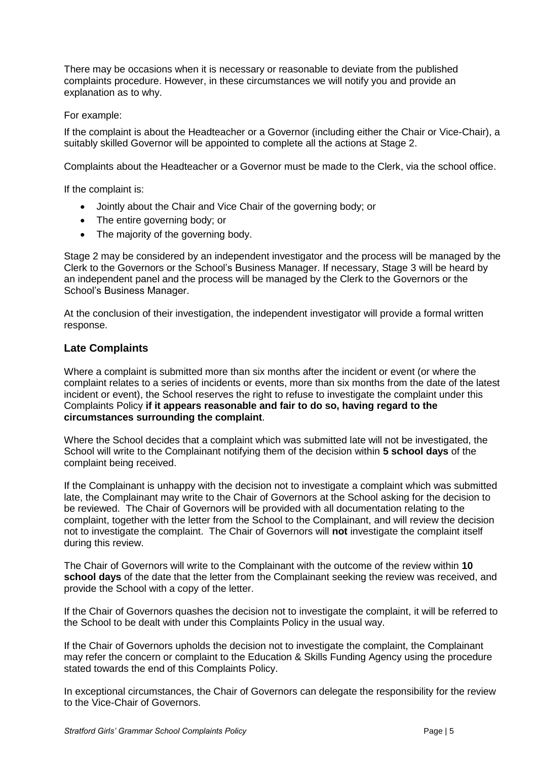There may be occasions when it is necessary or reasonable to deviate from the published complaints procedure. However, in these circumstances we will notify you and provide an explanation as to why.

For example:

If the complaint is about the Headteacher or a Governor (including either the Chair or Vice-Chair), a suitably skilled Governor will be appointed to complete all the actions at Stage 2.

Complaints about the Headteacher or a Governor must be made to the Clerk, via the school office.

If the complaint is:

- Jointly about the Chair and Vice Chair of the governing body; or
- The entire governing body; or
- The majority of the governing body.

Stage 2 may be considered by an independent investigator and the process will be managed by the Clerk to the Governors or the School's Business Manager. If necessary, Stage 3 will be heard by an independent panel and the process will be managed by the Clerk to the Governors or the School's Business Manager.

At the conclusion of their investigation, the independent investigator will provide a formal written response.

## Late Complaints

Where a complaint is submitted more than six months after the incident or event (or where the complaint relates to a series of incidents or events, more than six months from the date of the latest incident or event), the School reserves the right to refuse to investigate the complaint under this Complaints Policy **if it appears reasonable and fair to do so, having regard to the circumstances surrounding the complaint**.

Where the School decides that a complaint which was submitted late will not be investigated, the School will write to the Complainant notifying them of the decision within **5 school days** of the complaint being received.

If the Complainant is unhappy with the decision not to investigate a complaint which was submitted late, the Complainant may write to the Chair of Governors at the School asking for the decision to be reviewed. The Chair of Governors will be provided with all documentation relating to the complaint, together with the letter from the School to the Complainant, and will review the decision not to investigate the complaint. The Chair of Governors will **not** investigate the complaint itself during this review.

The Chair of Governors will write to the Complainant with the outcome of the review within **10 school days** of the date that the letter from the Complainant seeking the review was received, and provide the School with a copy of the letter.

If the Chair of Governors quashes the decision not to investigate the complaint, it will be referred to the School to be dealt with under this Complaints Policy in the usual way.

If the Chair of Governors upholds the decision not to investigate the complaint, the Complainant may refer the concern or complaint to the Education & Skills Funding Agency using the procedure stated towards the end of this Complaints Policy.

In exceptional circumstances, the Chair of Governors can delegate the responsibility for the review to the Vice-Chair of Governors.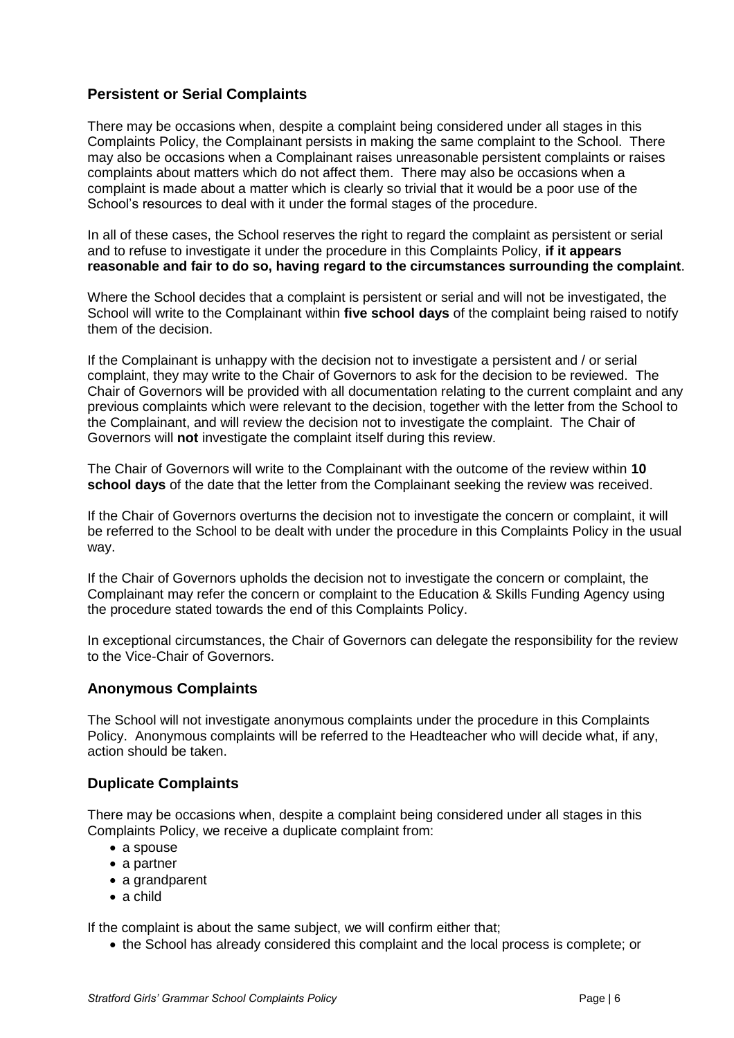## Persistent or Serial Complaints

There may be occasions when, despite a complaint being considered under all stages in this Complaints Policy, the Complainant persists in making the same complaint to the School. There may also be occasions when a Complainant raises unreasonable persistent complaints or raises complaints about matters which do not affect them. There may also be occasions when a complaint is made about a matter which is clearly so trivial that it would be a poor use of the School's resources to deal with it under the formal stages of the procedure.

In all of these cases, the School reserves the right to regard the complaint as persistent or serial and to refuse to investigate it under the procedure in this Complaints Policy, **if it appears reasonable and fair to do so, having regard to the circumstances surrounding the complaint**.

Where the School decides that a complaint is persistent or serial and will not be investigated, the School will write to the Complainant within **five school days** of the complaint being raised to notify them of the decision.

If the Complainant is unhappy with the decision not to investigate a persistent and / or serial complaint, they may write to the Chair of Governors to ask for the decision to be reviewed. The Chair of Governors will be provided with all documentation relating to the current complaint and any previous complaints which were relevant to the decision, together with the letter from the School to the Complainant, and will review the decision not to investigate the complaint. The Chair of Governors will **not** investigate the complaint itself during this review.

The Chair of Governors will write to the Complainant with the outcome of the review within **10 school days** of the date that the letter from the Complainant seeking the review was received.

If the Chair of Governors overturns the decision not to investigate the concern or complaint, it will be referred to the School to be dealt with under the procedure in this Complaints Policy in the usual way.

If the Chair of Governors upholds the decision not to investigate the concern or complaint, the Complainant may refer the concern or complaint to the Education & Skills Funding Agency using the procedure stated towards the end of this Complaints Policy.

In exceptional circumstances, the Chair of Governors can delegate the responsibility for the review to the Vice-Chair of Governors.

## Anonymous Complaints

The School will not investigate anonymous complaints under the procedure in this Complaints Policy. Anonymous complaints will be referred to the Headteacher who will decide what, if any, action should be taken.

## Duplicate Complaints

There may be occasions when, despite a complaint being considered under all stages in this Complaints Policy, we receive a duplicate complaint from:

- a spouse
- a partner
- a grandparent
- a child

If the complaint is about the same subject, we will confirm either that;

- the School has already considered this complaint and the local process is complete; or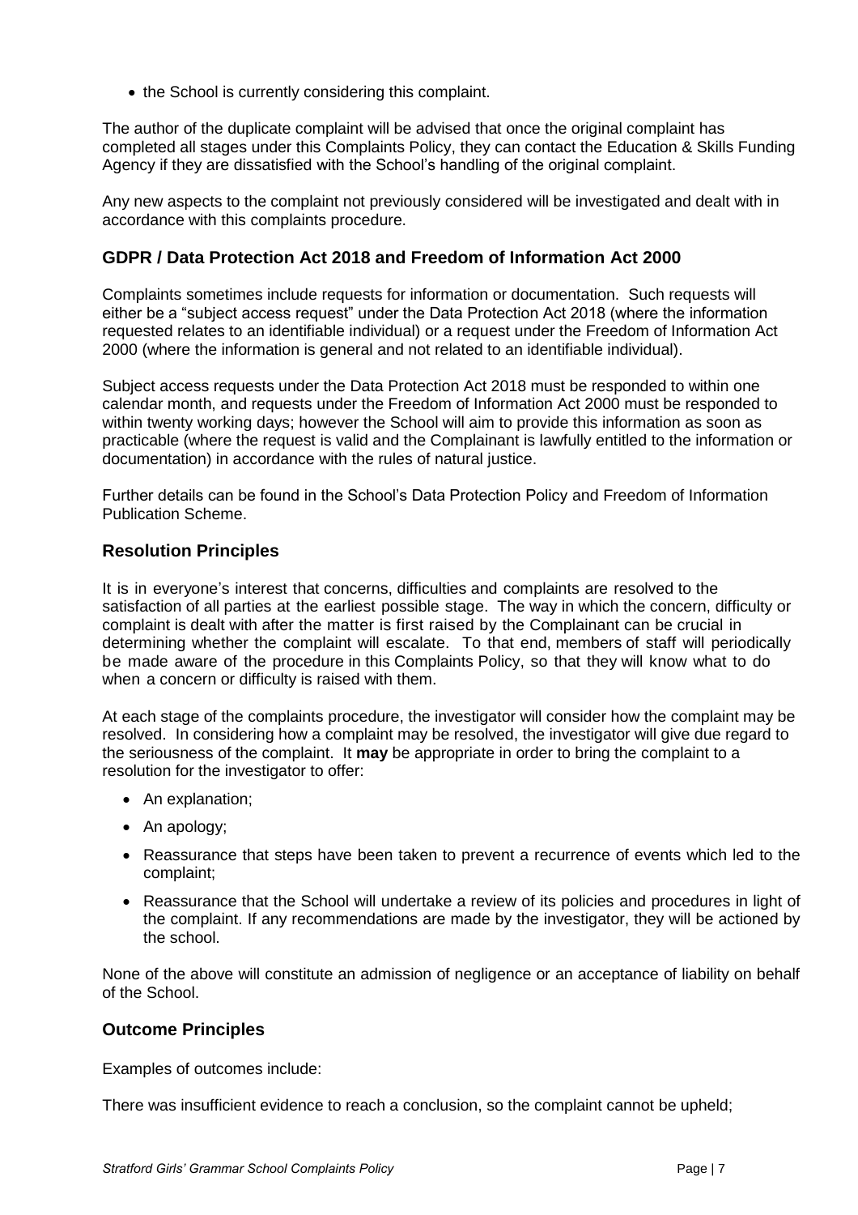- the School is currently considering this complaint.

The author of the duplicate complaint will be advised that once the original complaint has completed all stages under this Complaints Policy, they can contact the Education & Skills Funding Agency if they are dissatisfied with the School's handling of the original complaint.

Any new aspects to the complaint not previously considered will be investigated and dealt with in accordance with this complaints procedure.

## GDPR / Data Protection Act 2018 and Freedom of Information Act 2000

Complaints sometimes include requests for information or documentation. Such requests will either be a "subject access request" under the Data Protection Act 2018 (where the information requested relates to an identifiable individual) or a request under the Freedom of Information Act 2000 (where the information is general and not related to an identifiable individual).

Subject access requests under the Data Protection Act 2018 must be responded to within one calendar month, and requests under the Freedom of Information Act 2000 must be responded to within twenty working days; however the School will aim to provide this information as soon as practicable (where the request is valid and the Complainant is lawfully entitled to the information or documentation) in accordance with the rules of natural justice.

Further details can be found in the School's Data Protection Policy and Freedom of Information Publication Scheme.

## Resolution Principles

It is in everyone's interest that concerns, difficulties and complaints are resolved to the satisfaction of all parties at the earliest possible stage. The way in which the concern, difficulty or complaint is dealt with after the matter is first raised by the Complainant can be crucial in determining whether the complaint will escalate. To that end, members of staff will periodically be made aware of the procedure in this Complaints Policy, so that they will know what to do when a concern or difficulty is raised with them.

At each stage of the complaints procedure, the investigator will consider how the complaint may be resolved. In considering how a complaint may be resolved, the investigator will give due regard to the seriousness of the complaint. It **may** be appropriate in order to bring the complaint to a resolution for the investigator to offer:

- An explanation;
- An apology;
- Reassurance that steps have been taken to prevent a recurrence of events which led to the complaint;
- Reassurance that the School will undertake a review of its policies and procedures in light of the complaint. If any recommendations are made by the investigator, they will be actioned by the school.

None of the above will constitute an admission of negligence or an acceptance of liability on behalf of the School.

## Outcome Principles

Examples of outcomes include:

There was insufficient evidence to reach a conclusion, so the complaint cannot be upheld;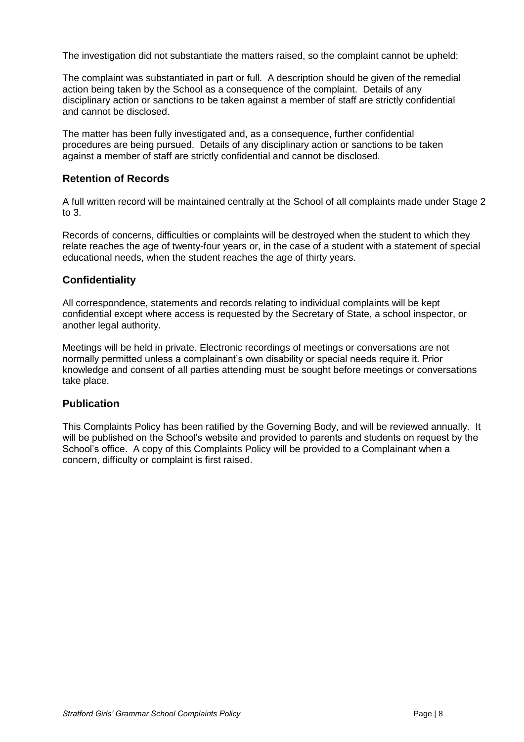The investigation did not substantiate the matters raised, so the complaint cannot be upheld;

The complaint was substantiated in part or full. A description should be given of the remedial action being taken by the School as a consequence of the complaint. Details of any disciplinary action or sanctions to be taken against a member of staff are strictly confidential and cannot be disclosed.

The matter has been fully investigated and, as a consequence, further confidential procedures are being pursued. Details of any disciplinary action or sanctions to be taken against a member of staff are strictly confidential and cannot be disclosed.

## Retention of Records

A full written record will be maintained centrally at the School of all complaints made under Stage 2 to 3.

Records of concerns, difficulties or complaints will be destroyed when the student to which they relate reaches the age of twenty-four years or, in the case of a student with a statement of special educational needs, when the student reaches the age of thirty years.

## Confidentiality

All correspondence, statements and records relating to individual complaints will be kept confidential except where access is requested by the Secretary of State, a school inspector, or another legal authority.

Meetings will be held in private. Electronic recordings of meetings or conversations are not normally permitted unless a complainant's own disability or special needs require it. Prior knowledge and consent of all parties attending must be sought before meetings or conversations take place.

## Publication

This Complaints Policy has been ratified by the Governing Body, and will be reviewed annually. It will be published on the School's website and provided to parents and students on request by the School's office. A copy of this Complaints Policy will be provided to a Complainant when a concern, difficulty or complaint is first raised.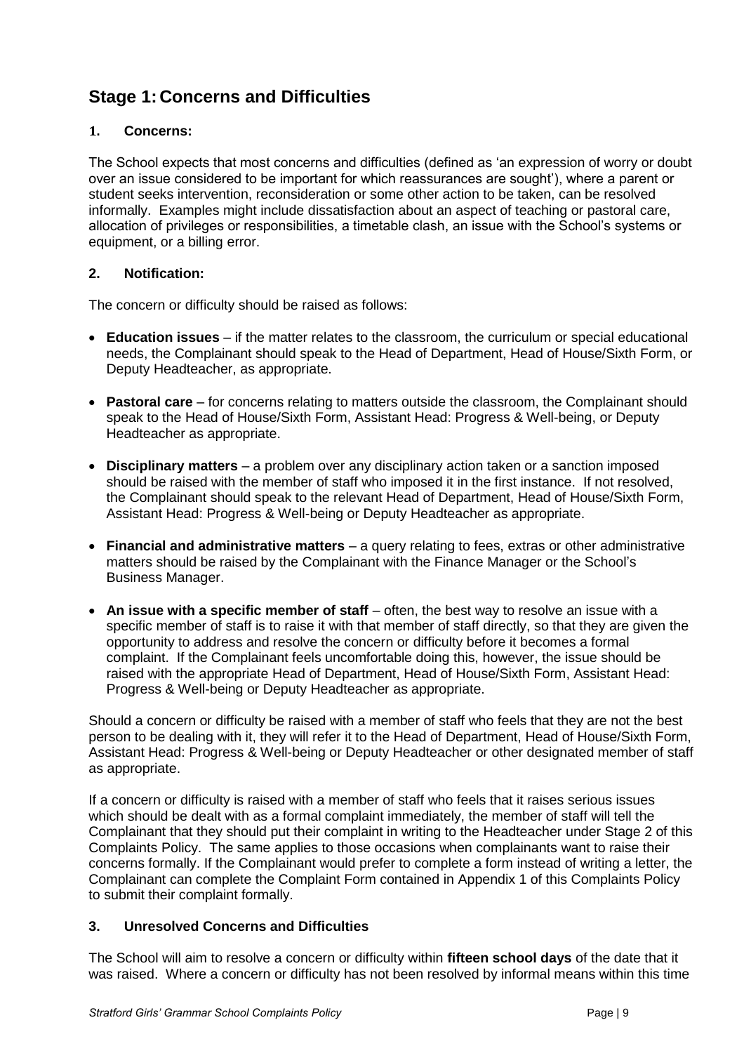## Stage 1: Concerns and Difficulties

### 1. Concerns:

The School expects that most concerns and difficulties (defined as 'an expression of worry or doubt over an issue considered to be important for which reassurances are sought'), where a parent or student seeks intervention, reconsideration or some other action to be taken, can be resolved informally. Examples might include dissatisfaction about an aspect of teaching or pastoral care, allocation of privileges or responsibilities, a timetable clash, an issue with the School's systems or equipment, or a billing error.

### 2. Notification:

The concern or difficulty should be raised as follows:

- **Education issues** – if the matter relates to the classroom, the curriculum or special educational needs, the Complainant should speak to the Head of Department, Head of House/Sixth Form, or Deputy Headteacher, as appropriate.
- **Pastoral care** – for concerns relating to matters outside the classroom, the Complainant should speak to the Head of House/Sixth Form, Assistant Head: Progress & Well-being, or Deputy Headteacher as appropriate.
- **Disciplinary matters** – a problem over any disciplinary action taken or a sanction imposed should be raised with the member of staff who imposed it in the first instance. If not resolved, the Complainant should speak to the relevant Head of Department, Head of House/Sixth Form, Assistant Head: Progress & Well-being or Deputy Headteacher as appropriate.
- **Financial and administrative matters** – a query relating to fees, extras or other administrative matters should be raised by the Complainant with the Finance Manager or the School's Business Manager.
- **An issue with a specific member of staff** – often, the best way to resolve an issue with a specific member of staff is to raise it with that member of staff directly, so that they are given the opportunity to address and resolve the concern or difficulty before it becomes a formal complaint. If the Complainant feels uncomfortable doing this, however, the issue should be raised with the appropriate Head of Department, Head of House/Sixth Form, Assistant Head: Progress & Well-being or Deputy Headteacher as appropriate.

Should a concern or difficulty be raised with a member of staff who feels that they are not the best person to be dealing with it, they will refer it to the Head of Department, Head of House/Sixth Form, Assistant Head: Progress & Well-being or Deputy Headteacher or other designated member of staff as appropriate.

If a concern or difficulty is raised with a member of staff who feels that it raises serious issues which should be dealt with as a formal complaint immediately, the member of staff will tell the Complainant that they should put their complaint in writing to the Headteacher under Stage 2 of this Complaints Policy. The same applies to those occasions when complainants want to raise their concerns formally. If the Complainant would prefer to complete a form instead of writing a letter, the Complainant can complete the Complaint Form contained in Appendix 1 of this Complaints Policy to submit their complaint formally.

### 3. Unresolved Concerns and Difficulties

The School will aim to resolve a concern or difficulty within **fifteen school days** of the date that it was raised. Where a concern or difficulty has not been resolved by informal means within this time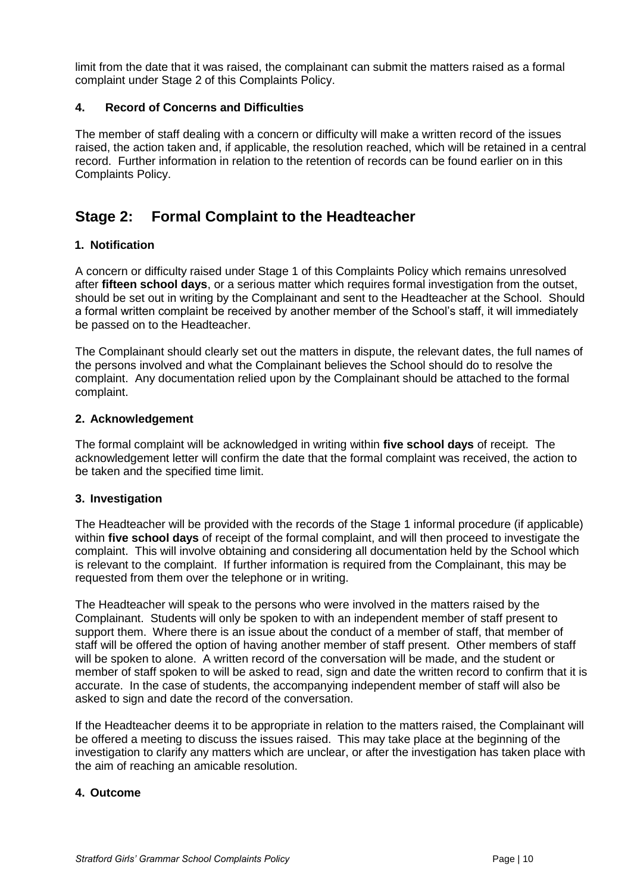limit from the date that it was raised, the complainant can submit the matters raised as a formal complaint under Stage 2 of this Complaints Policy.

### 4. Record of Concerns and Difficulties

The member of staff dealing with a concern or difficulty will make a written record of the issues raised, the action taken and, if applicable, the resolution reached, which will be retained in a central record. Further information in relation to the retention of records can be found earlier on in this Complaints Policy.

## Stage 2: Formal Complaint to the Headteacher

### 1. Notification

A concern or difficulty raised under Stage 1 of this Complaints Policy which remains unresolved after **fifteen school days**, or a serious matter which requires formal investigation from the outset, should be set out in writing by the Complainant and sent to the Headteacher at the School. Should a formal written complaint be received by another member of the School's staff, it will immediately be passed on to the Headteacher.

The Complainant should clearly set out the matters in dispute, the relevant dates, the full names of the persons involved and what the Complainant believes the School should do to resolve the complaint. Any documentation relied upon by the Complainant should be attached to the formal complaint.

### 2. Acknowledgement

The formal complaint will be acknowledged in writing within **five school days** of receipt. The acknowledgement letter will confirm the date that the formal complaint was received, the action to be taken and the specified time limit.

### 3. Investigation

The Headteacher will be provided with the records of the Stage 1 informal procedure (if applicable) within **five school days** of receipt of the formal complaint, and will then proceed to investigate the complaint. This will involve obtaining and considering all documentation held by the School which is relevant to the complaint. If further information is required from the Complainant, this may be requested from them over the telephone or in writing.

The Headteacher will speak to the persons who were involved in the matters raised by the Complainant. Students will only be spoken to with an independent member of staff present to support them. Where there is an issue about the conduct of a member of staff, that member of staff will be offered the option of having another member of staff present. Other members of staff will be spoken to alone. A written record of the conversation will be made, and the student or member of staff spoken to will be asked to read, sign and date the written record to confirm that it is accurate. In the case of students, the accompanying independent member of staff will also be asked to sign and date the record of the conversation.

If the Headteacher deems it to be appropriate in relation to the matters raised, the Complainant will be offered a meeting to discuss the issues raised. This may take place at the beginning of the investigation to clarify any matters which are unclear, or after the investigation has taken place with the aim of reaching an amicable resolution.

### 4. Outcome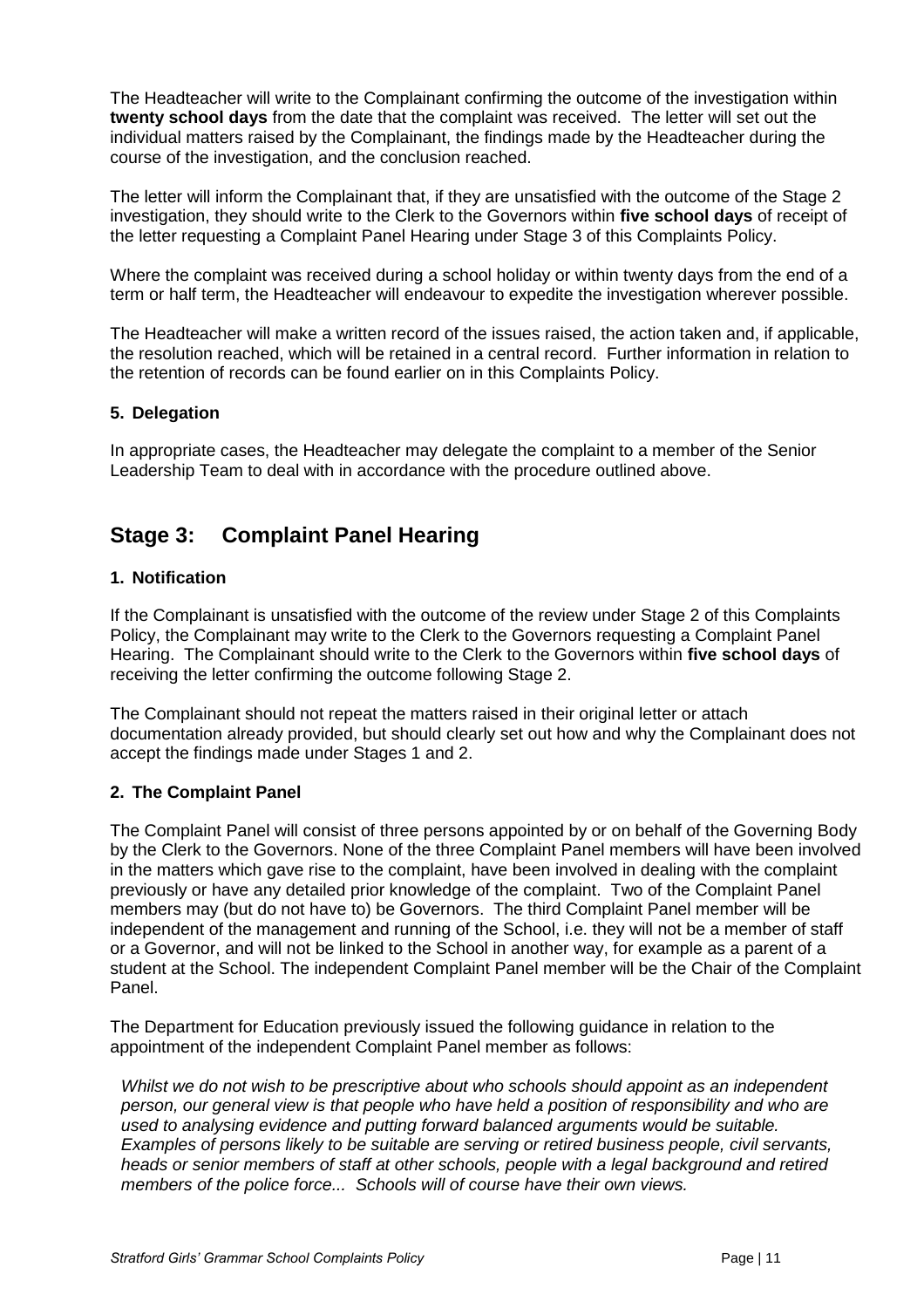The Headteacher will write to the Complainant confirming the outcome of the investigation within **twenty school days** from the date that the complaint was received. The letter will set out the individual matters raised by the Complainant, the findings made by the Headteacher during the course of the investigation, and the conclusion reached.

The letter will inform the Complainant that, if they are unsatisfied with the outcome of the Stage 2 investigation, they should write to the Clerk to the Governors within **five school days** of receipt of the letter requesting a Complaint Panel Hearing under Stage 3 of this Complaints Policy.

Where the complaint was received during a school holiday or within twenty days from the end of a term or half term, the Headteacher will endeavour to expedite the investigation wherever possible.

The Headteacher will make a written record of the issues raised, the action taken and, if applicable, the resolution reached, which will be retained in a central record. Further information in relation to the retention of records can be found earlier on in this Complaints Policy.

#### 5. Delegation

In appropriate cases, the Headteacher may delegate the complaint to a member of the Senior Leadership Team to deal with in accordance with the procedure outlined above.

## Stage 3: Complaint Panel Hearing

#### 1. Notification

If the Complainant is unsatisfied with the outcome of the review under Stage 2 of this Complaints Policy, the Complainant may write to the Clerk to the Governors requesting a Complaint Panel Hearing. The Complainant should write to the Clerk to the Governors within **five school days** of receiving the letter confirming the outcome following Stage 2.

The Complainant should not repeat the matters raised in their original letter or attach documentation already provided, but should clearly set out how and why the Complainant does not accept the findings made under Stages 1 and 2.

#### 2. The Complaint Panel

The Complaint Panel will consist of three persons appointed by or on behalf of the Governing Body by the Clerk to the Governors. None of the three Complaint Panel members will have been involved in the matters which gave rise to the complaint, have been involved in dealing with the complaint previously or have any detailed prior knowledge of the complaint. Two of the Complaint Panel members may (but do not have to) be Governors. The third Complaint Panel member will be independent of the management and running of the School, i.e. they will not be a member of staff or a Governor, and will not be linked to the School in another way, for example as a parent of a student at the School. The independent Complaint Panel member will be the Chair of the Complaint Panel.

The Department for Education previously issued the following guidance in relation to the appointment of the independent Complaint Panel member as follows:

> *Whilst we do not wish to be prescriptive about who schools should appoint as an independent person, our general view is that people who have held a position of responsibility and who are used to analysing evidence and putting forward balanced arguments would be suitable. Examples of persons likely to be suitable are serving or retired business people, civil servants, heads or senior members of staff at other schools, people with a legal background and retired members of the police force... Schools will of course have their own views.*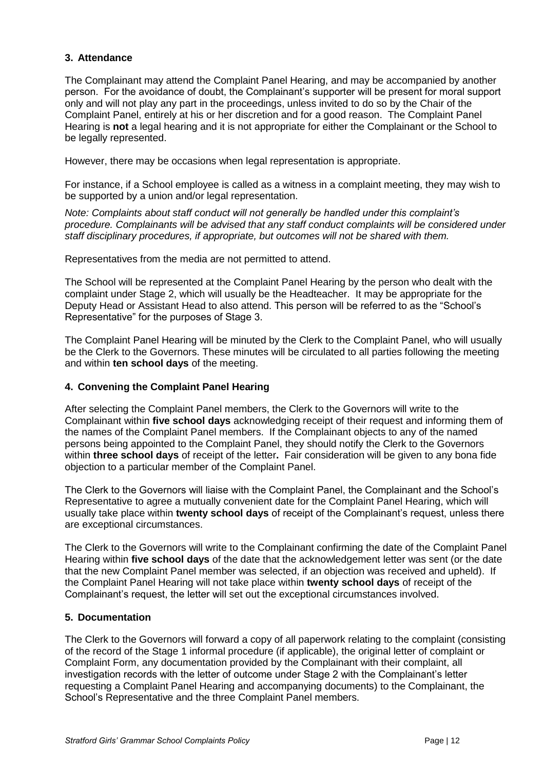### 3. Attendance

The Complainant may attend the Complaint Panel Hearing, and may be accompanied by another person. For the avoidance of doubt, the Complainant's supporter will be present for moral support only and will not play any part in the proceedings, unless invited to do so by the Chair of the Complaint Panel, entirely at his or her discretion and for a good reason. The Complaint Panel Hearing is **not** a legal hearing and it is not appropriate for either the Complainant or the School to be legally represented.

However, there may be occasions when legal representation is appropriate.

For instance, if a School employee is called as a witness in a complaint meeting, they may wish to be supported by a union and/or legal representation.

*Note: Complaints about staff conduct will not generally be handled under this complaint's procedure. Complainants will be advised that any staff conduct complaints will be considered under staff disciplinary procedures, if appropriate, but outcomes will not be shared with them.*

Representatives from the media are not permitted to attend.

The School will be represented at the Complaint Panel Hearing by the person who dealt with the complaint under Stage 2, which will usually be the Headteacher. It may be appropriate for the Deputy Head or Assistant Head to also attend. This person will be referred to as the "School's Representative" for the purposes of Stage 3.

The Complaint Panel Hearing will be minuted by the Clerk to the Complaint Panel, who will usually be the Clerk to the Governors. These minutes will be circulated to all parties following the meeting and within **ten school days** of the meeting.

### 4. Convening the Complaint Panel Hearing

After selecting the Complaint Panel members, the Clerk to the Governors will write to the Complainant within **five school days** acknowledging receipt of their request and informing them of the names of the Complaint Panel members. If the Complainant objects to any of the named persons being appointed to the Complaint Panel, they should notify the Clerk to the Governors within **three school days** of receipt of the letter**.** Fair consideration will be given to any bona fide objection to a particular member of the Complaint Panel.

The Clerk to the Governors will liaise with the Complaint Panel, the Complainant and the School's Representative to agree a mutually convenient date for the Complaint Panel Hearing, which will usually take place within **twenty school days** of receipt of the Complainant's request, unless there are exceptional circumstances.

The Clerk to the Governors will write to the Complainant confirming the date of the Complaint Panel Hearing within **five school days** of the date that the acknowledgement letter was sent (or the date that the new Complaint Panel member was selected, if an objection was received and upheld). If the Complaint Panel Hearing will not take place within **twenty school days** of receipt of the Complainant's request, the letter will set out the exceptional circumstances involved.

### 5. Documentation

The Clerk to the Governors will forward a copy of all paperwork relating to the complaint (consisting of the record of the Stage 1 informal procedure (if applicable), the original letter of complaint or Complaint Form, any documentation provided by the Complainant with their complaint, all investigation records with the letter of outcome under Stage 2 with the Complainant's letter requesting a Complaint Panel Hearing and accompanying documents) to the Complainant, the School's Representative and the three Complaint Panel members.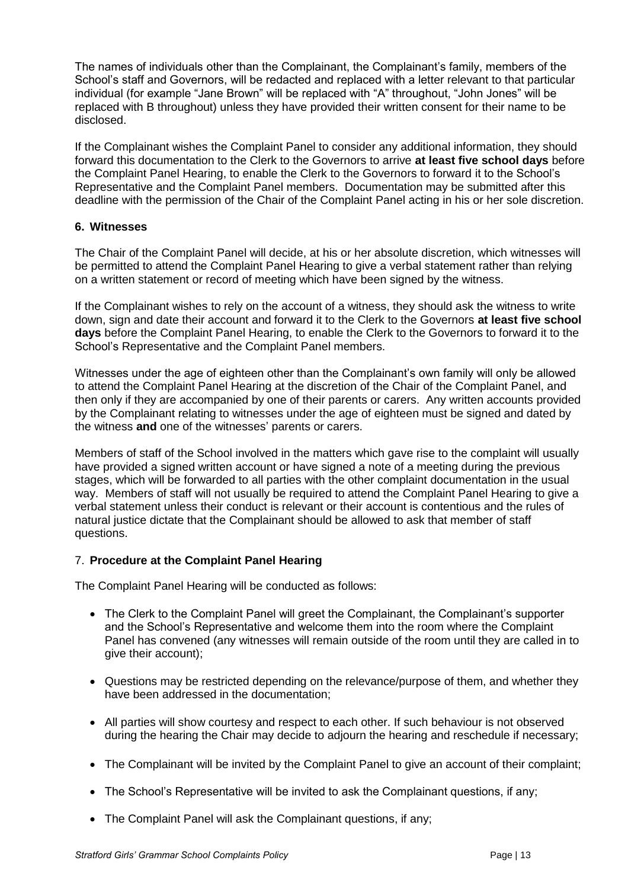The names of individuals other than the Complainant, the Complainant's family, members of the School's staff and Governors, will be redacted and replaced with a letter relevant to that particular individual (for example "Jane Brown" will be replaced with "A" throughout, "John Jones" will be replaced with B throughout) unless they have provided their written consent for their name to be disclosed.

If the Complainant wishes the Complaint Panel to consider any additional information, they should forward this documentation to the Clerk to the Governors to arrive **at least five school days** before the Complaint Panel Hearing, to enable the Clerk to the Governors to forward it to the School's Representative and the Complaint Panel members. Documentation may be submitted after this deadline with the permission of the Chair of the Complaint Panel acting in his or her sole discretion.

## 6. Witnesses

The Chair of the Complaint Panel will decide, at his or her absolute discretion, which witnesses will be permitted to attend the Complaint Panel Hearing to give a verbal statement rather than relying on a written statement or record of meeting which have been signed by the witness.

If the Complainant wishes to rely on the account of a witness, they should ask the witness to write down, sign and date their account and forward it to the Clerk to the Governors **at least five school days** before the Complaint Panel Hearing, to enable the Clerk to the Governors to forward it to the School's Representative and the Complaint Panel members.

Witnesses under the age of eighteen other than the Complainant's own family will only be allowed to attend the Complaint Panel Hearing at the discretion of the Chair of the Complaint Panel, and then only if they are accompanied by one of their parents or carers. Any written accounts provided by the Complainant relating to witnesses under the age of eighteen must be signed and dated by the witness **and** one of the witnesses' parents or carers.

Members of staff of the School involved in the matters which gave rise to the complaint will usually have provided a signed written account or have signed a note of a meeting during the previous stages, which will be forwarded to all parties with the other complaint documentation in the usual way. Members of staff will not usually be required to attend the Complaint Panel Hearing to give a verbal statement unless their conduct is relevant or their account is contentious and the rules of natural justice dictate that the Complainant should be allowed to ask that member of staff questions.

## 7. Procedure at the Complaint Panel Hearing

The Complaint Panel Hearing will be conducted as follows:

- The Clerk to the Complaint Panel will greet the Complainant, the Complainant's supporter and the School's Representative and welcome them into the room where the Complaint Panel has convened (any witnesses will remain outside of the room until they are called in to give their account);
- Questions may be restricted depending on the relevance/purpose of them, and whether they have been addressed in the documentation;
- All parties will show courtesy and respect to each other. If such behaviour is not observed during the hearing the Chair may decide to adjourn the hearing and reschedule if necessary;
- The Complainant will be invited by the Complaint Panel to give an account of their complaint;
- The School's Representative will be invited to ask the Complainant questions, if any;
- The Complaint Panel will ask the Complainant questions, if any;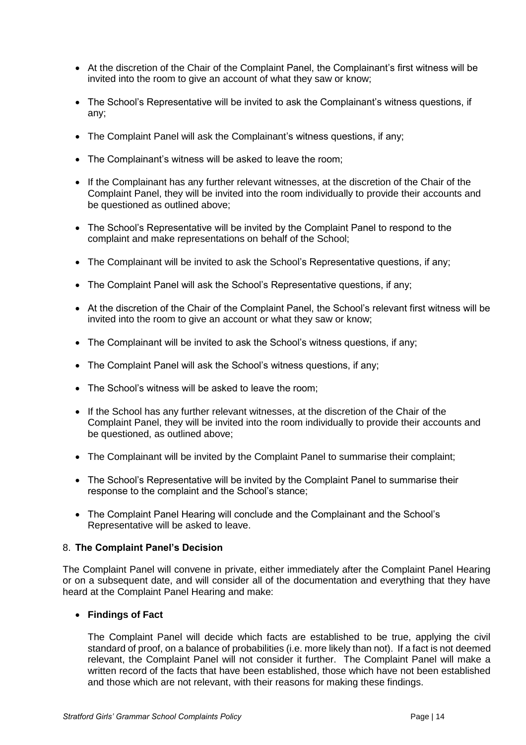- At the discretion of the Chair of the Complaint Panel, the Complainant's first witness will be invited into the room to give an account of what they saw or know;

- The School's Representative will be invited to ask the Complainant's witness questions, if any;

- The Complaint Panel will ask the Complainant's witness questions, if any;

- The Complainant's witness will be asked to leave the room;

- If the Complainant has any further relevant witnesses, at the discretion of the Chair of the Complaint Panel, they will be invited into the room individually to provide their accounts and be questioned as outlined above;

- The School's Representative will be invited by the Complaint Panel to respond to the complaint and make representations on behalf of the School;

- The Complainant will be invited to ask the School's Representative questions, if any;

- The Complaint Panel will ask the School's Representative questions, if any;

- At the discretion of the Chair of the Complaint Panel, the School's relevant first witness will be invited into the room to give an account or what they saw or know;

- The Complainant will be invited to ask the School's witness questions, if any;

- The Complaint Panel will ask the School's witness questions, if any;

- The School's witness will be asked to leave the room;

- If the School has any further relevant witnesses, at the discretion of the Chair of the Complaint Panel, they will be invited into the room individually to provide their accounts and be questioned, as outlined above;

- The Complainant will be invited by the Complaint Panel to summarise their complaint;

- The School's Representative will be invited by the Complaint Panel to summarise their response to the complaint and the School's stance;

- The Complaint Panel Hearing will conclude and the Complainant and the School's Representative will be asked to leave.

## 8. The Complaint Panel's Decision

The Complaint Panel will convene in private, either immediately after the Complaint Panel Hearing or on a subsequent date, and will consider all of the documentation and everything that they have heard at the Complaint Panel Hearing and make:

- **Findings of Fact**

  The Complaint Panel will decide which facts are established to be true, applying the civil standard of proof, on a balance of probabilities (i.e. more likely than not). If a fact is not deemed relevant, the Complaint Panel will not consider it further. The Complaint Panel will make a written record of the facts that have been established, those which have not been established and those which are not relevant, with their reasons for making these findings.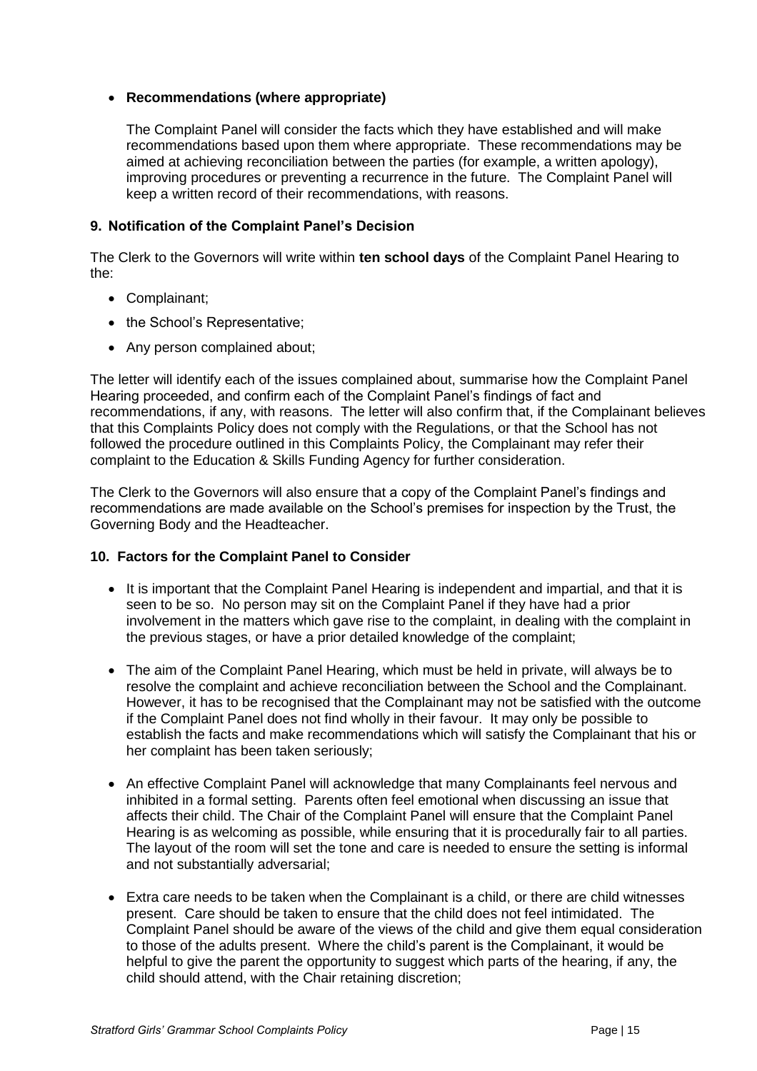- **Recommendations (where appropriate)**

  The Complaint Panel will consider the facts which they have established and will make recommendations based upon them where appropriate. These recommendations may be aimed at achieving reconciliation between the parties (for example, a written apology), improving procedures or preventing a recurrence in the future. The Complaint Panel will keep a written record of their recommendations, with reasons.

### 9. Notification of the Complaint Panel's Decision

The Clerk to the Governors will write within **ten school days** of the Complaint Panel Hearing to the:

- Complainant;
- the School's Representative;
- Any person complained about;

The letter will identify each of the issues complained about, summarise how the Complaint Panel Hearing proceeded, and confirm each of the Complaint Panel's findings of fact and recommendations, if any, with reasons. The letter will also confirm that, if the Complainant believes that this Complaints Policy does not comply with the Regulations, or that the School has not followed the procedure outlined in this Complaints Policy, the Complainant may refer their complaint to the Education & Skills Funding Agency for further consideration.

The Clerk to the Governors will also ensure that a copy of the Complaint Panel's findings and recommendations are made available on the School's premises for inspection by the Trust, the Governing Body and the Headteacher.

### 10. Factors for the Complaint Panel to Consider

- It is important that the Complaint Panel Hearing is independent and impartial, and that it is seen to be so. No person may sit on the Complaint Panel if they have had a prior involvement in the matters which gave rise to the complaint, in dealing with the complaint in the previous stages, or have a prior detailed knowledge of the complaint;

- The aim of the Complaint Panel Hearing, which must be held in private, will always be to resolve the complaint and achieve reconciliation between the School and the Complainant. However, it has to be recognised that the Complainant may not be satisfied with the outcome if the Complaint Panel does not find wholly in their favour. It may only be possible to establish the facts and make recommendations which will satisfy the Complainant that his or her complaint has been taken seriously;

- An effective Complaint Panel will acknowledge that many Complainants feel nervous and inhibited in a formal setting. Parents often feel emotional when discussing an issue that affects their child. The Chair of the Complaint Panel will ensure that the Complaint Panel Hearing is as welcoming as possible, while ensuring that it is procedurally fair to all parties. The layout of the room will set the tone and care is needed to ensure the setting is informal and not substantially adversarial;

- Extra care needs to be taken when the Complainant is a child, or there are child witnesses present. Care should be taken to ensure that the child does not feel intimidated. The Complaint Panel should be aware of the views of the child and give them equal consideration to those of the adults present. Where the child's parent is the Complainant, it would be helpful to give the parent the opportunity to suggest which parts of the hearing, if any, the child should attend, with the Chair retaining discretion;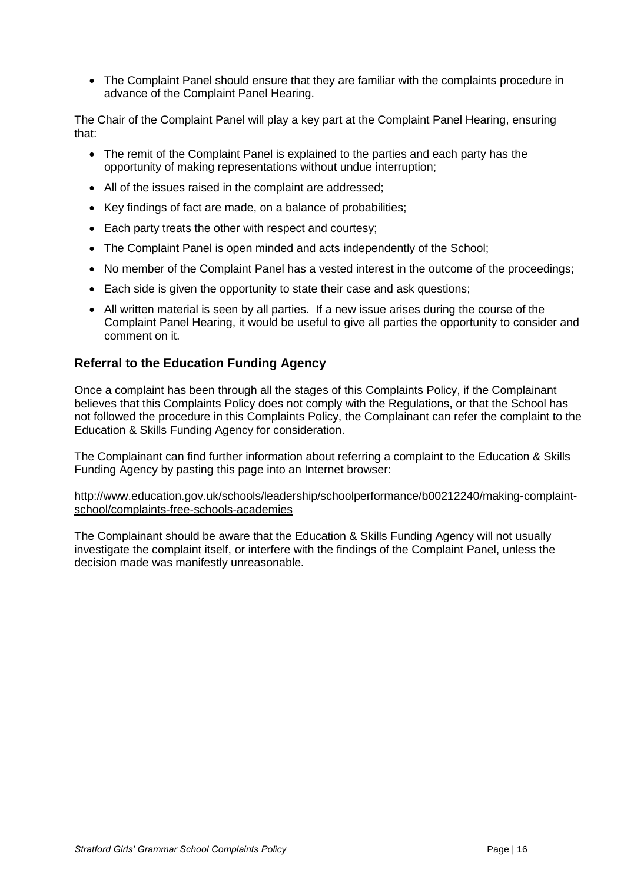- The Complaint Panel should ensure that they are familiar with the complaints procedure in advance of the Complaint Panel Hearing.

The Chair of the Complaint Panel will play a key part at the Complaint Panel Hearing, ensuring that:

- The remit of the Complaint Panel is explained to the parties and each party has the opportunity of making representations without undue interruption;
- All of the issues raised in the complaint are addressed;
- Key findings of fact are made, on a balance of probabilities;
- Each party treats the other with respect and courtesy;
- The Complaint Panel is open minded and acts independently of the School;
- No member of the Complaint Panel has a vested interest in the outcome of the proceedings;
- Each side is given the opportunity to state their case and ask questions;
- All written material is seen by all parties. If a new issue arises during the course of the Complaint Panel Hearing, it would be useful to give all parties the opportunity to consider and comment on it.

## Referral to the Education Funding Agency

Once a complaint has been through all the stages of this Complaints Policy, if the Complainant believes that this Complaints Policy does not comply with the Regulations, or that the School has not followed the procedure in this Complaints Policy, the Complainant can refer the complaint to the Education & Skills Funding Agency for consideration.

The Complainant can find further information about referring a complaint to the Education & Skills Funding Agency by pasting this page into an Internet browser:

http://www.education.gov.uk/schools/leadership/schoolperformance/b00212240/making-complaint-school/complaints-free-schools-academies

The Complainant should be aware that the Education & Skills Funding Agency will not usually investigate the complaint itself, or interfere with the findings of the Complaint Panel, unless the decision made was manifestly unreasonable.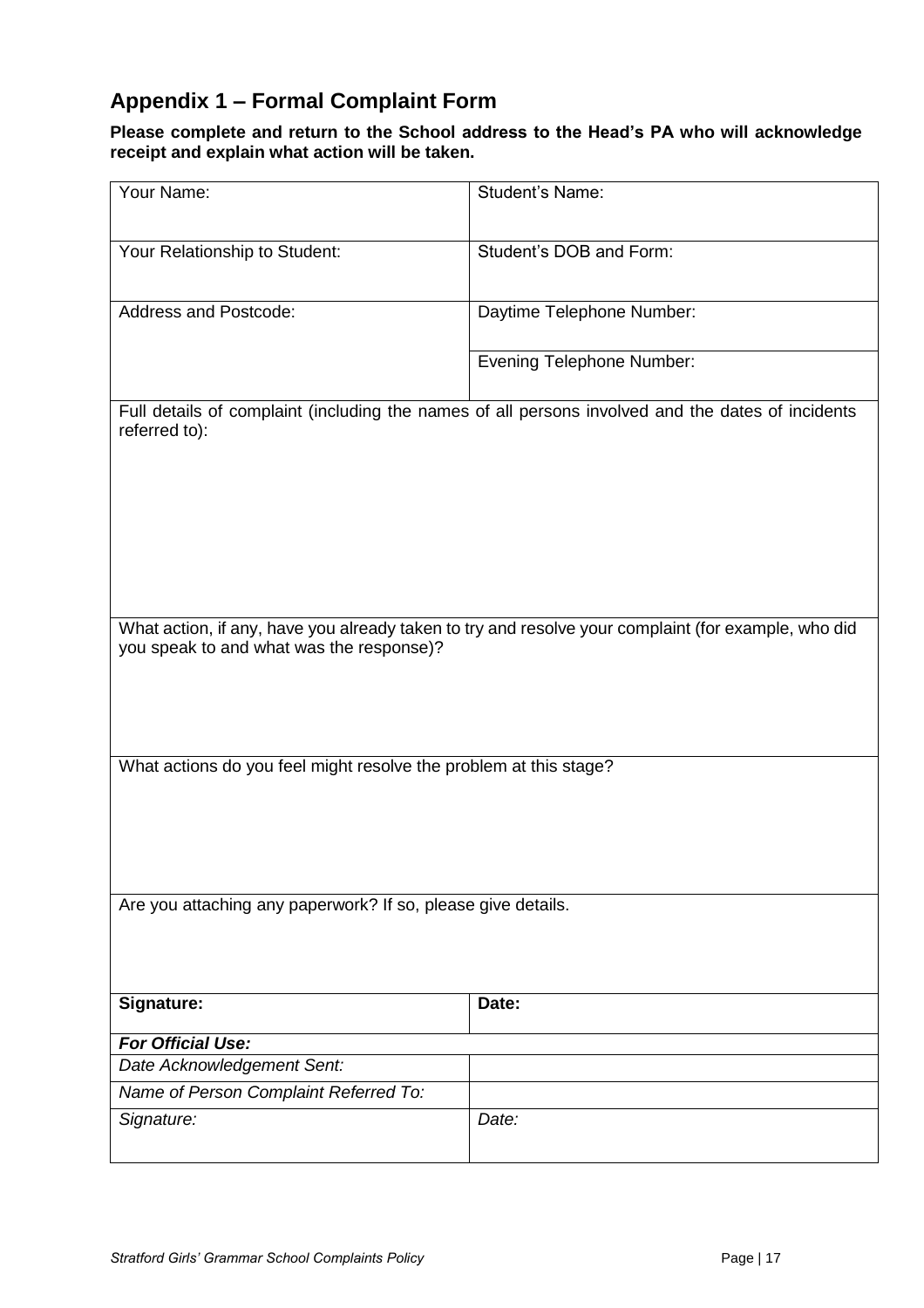## Appendix 1 – Formal Complaint Form

**Please complete and return to the School address to the Head's PA who will acknowledge receipt and explain what action will be taken.**

| Your Name: | Student's Name: |
|---|---|
| Your Relationship to Student: | Student's DOB and Form: |
| Address and Postcode: | Daytime Telephone Number: |
| | Evening Telephone Number: |
| Full details of complaint (including the names of all persons involved and the dates of incidents referred to): | |
| What action, if any, have you already taken to try and resolve your complaint (for example, who did you speak to and what was the response)? | |
| What actions do you feel might resolve the problem at this stage? | |
| Are you attaching any paperwork? If so, please give details. | |
| **Signature:** | **Date:** |
| ***For Official Use:*** | |
| *Date Acknowledgement Sent:* | |
| *Name of Person Complaint Referred To:* | |
| *Signature:* | *Date:* |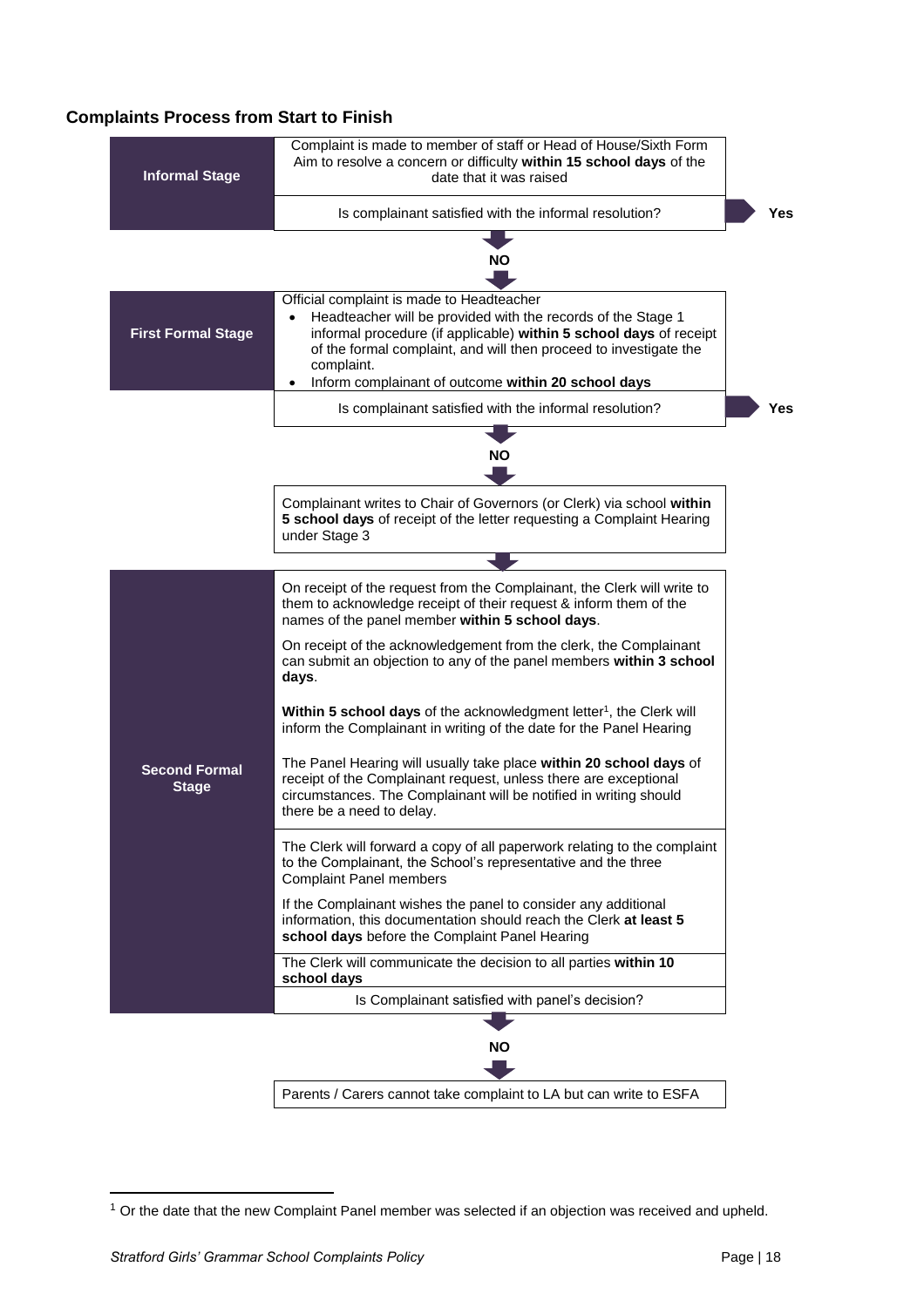### Complaints Process from Start to Finish

**Informal Stage**

Complaint is made to member of staff or Head of House/Sixth Form
Aim to resolve a concern or difficulty **within 15 school days** of the date that it was raised

Is complainant satisfied with the informal resolution? → **Yes**

**NO**

**First Formal Stage**

Official complaint is made to Headteacher

- Headteacher will be provided with the records of the Stage 1 informal procedure (if applicable) **within 5 school days** of receipt of the formal complaint, and will then proceed to investigate the complaint.
- Inform complainant of outcome **within 20 school days**

Is complainant satisfied with the informal resolution? → **Yes**

**NO**

Complainant writes to Chair of Governors (or Clerk) via school **within 5 school days** of receipt of the letter requesting a Complaint Hearing under Stage 3

**Second Formal Stage**

On receipt of the request from the Complainant, the Clerk will write to them to acknowledge receipt of their request & inform them of the names of the panel member **within 5 school days**.

On receipt of the acknowledgement from the clerk, the Complainant can submit an objection to any of the panel members **within 3 school days**.

**Within 5 school days** of the acknowledgment letter[1], the Clerk will inform the Complainant in writing of the date for the Panel Hearing

The Panel Hearing will usually take place **within 20 school days** of receipt of the Complainant request, unless there are exceptional circumstances. The Complainant will be notified in writing should there be a need to delay.

The Clerk will forward a copy of all paperwork relating to the complaint to the Complainant, the School's representative and the three Complaint Panel members

If the Complainant wishes the panel to consider any additional information, this documentation should reach the Clerk **at least 5 school days** before the Complaint Panel Hearing

The Clerk will communicate the decision to all parties **within 10 school days**

Is Complainant satisfied with panel's decision?

**NO**

Parents / Carers cannot take complaint to LA but can write to ESFA

---

[1] Or the date that the new Complaint Panel member was selected if an objection was received and upheld.